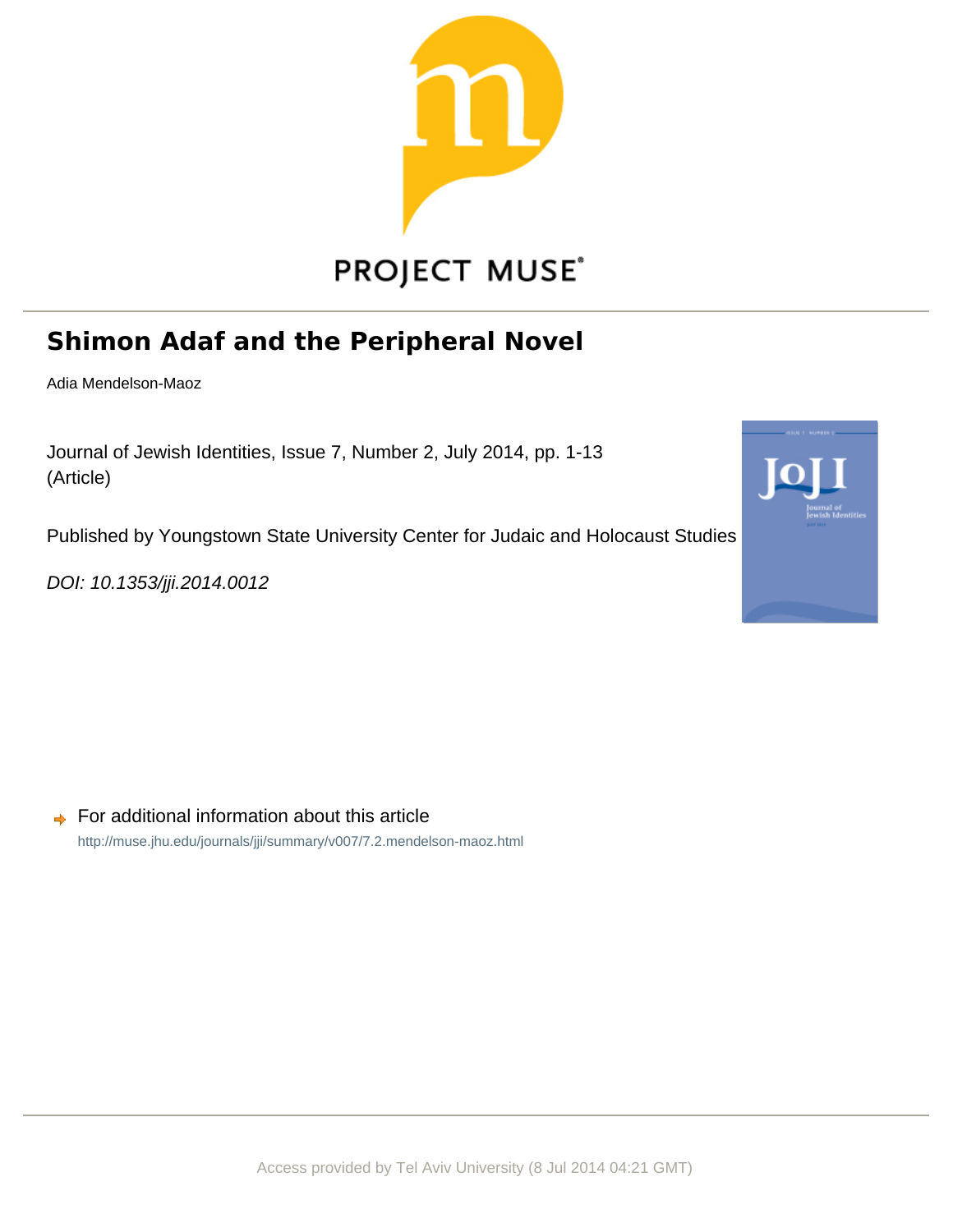PROJECT MUSE

# Shimon Adaf and the Peripheral Novel

Adia Mendelson-Maoz

Journal of Jewish Identities, Issue 7, Number 2, July 2014, pp. 1-13 (Article)

Published by Youngstown State University Center for Judaic and Holocaust Studies

*DOI: 10.1353/jji.2014.0012*

For additional information about this article

http://muse.jhu.edu/journals/jji/summary/v007/7.2.mendelson-maoz.html

Access provided by Tel Aviv University (8 Jul 2014 04:21 GMT)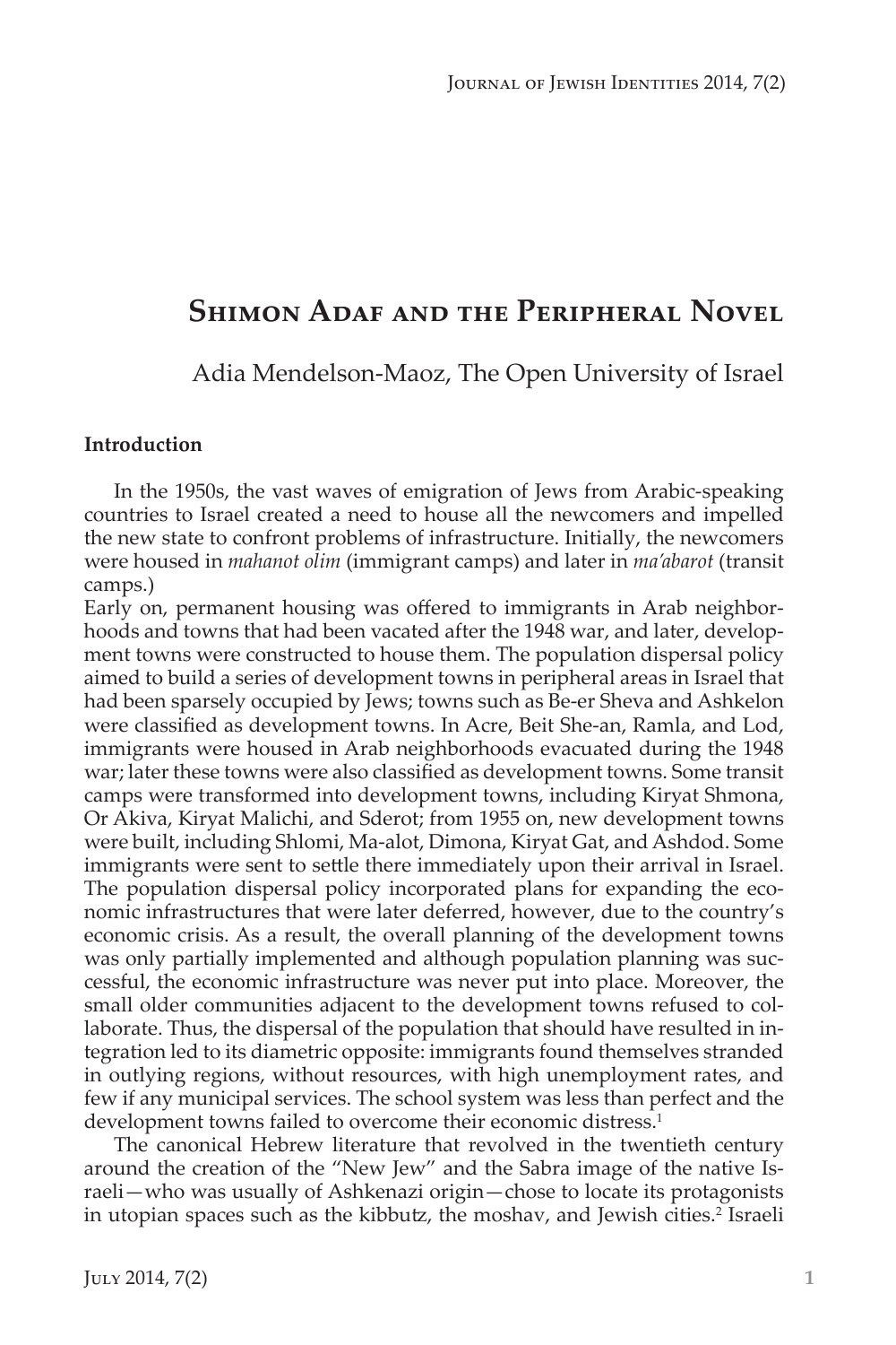# Shimon Adaf and the Peripheral Novel

Adia Mendelson-Maoz, The Open University of Israel

**Introduction**

In the 1950s, the vast waves of emigration of Jews from Arabic-speaking countries to Israel created a need to house all the newcomers and impelled the new state to confront problems of infrastructure. Initially, the newcomers were housed in *mahanot olim* (immigrant camps) and later in *ma'abarot* (transit camps.)

Early on, permanent housing was offered to immigrants in Arab neighborhoods and towns that had been vacated after the 1948 war, and later, development towns were constructed to house them. The population dispersal policy aimed to build a series of development towns in peripheral areas in Israel that had been sparsely occupied by Jews; towns such as Be-er Sheva and Ashkelon were classified as development towns. In Acre, Beit She-an, Ramla, and Lod, immigrants were housed in Arab neighborhoods evacuated during the 1948 war; later these towns were also classified as development towns. Some transit camps were transformed into development towns, including Kiryat Shmona, Or Akiva, Kiryat Malichi, and Sderot; from 1955 on, new development towns were built, including Shlomi, Ma-alot, Dimona, Kiryat Gat, and Ashdod. Some immigrants were sent to settle there immediately upon their arrival in Israel. The population dispersal policy incorporated plans for expanding the economic infrastructures that were later deferred, however, due to the country's economic crisis. As a result, the overall planning of the development towns was only partially implemented and although population planning was successful, the economic infrastructure was never put into place. Moreover, the small older communities adjacent to the development towns refused to collaborate. Thus, the dispersal of the population that should have resulted in integration led to its diametric opposite: immigrants found themselves stranded in outlying regions, without resources, with high unemployment rates, and few if any municipal services. The school system was less than perfect and the development towns failed to overcome their economic distress.[1]

The canonical Hebrew literature that revolved in the twentieth century around the creation of the "New Jew" and the Sabra image of the native Israeli—who was usually of Ashkenazi origin—chose to locate its protagonists in utopian spaces such as the kibbutz, the moshav, and Jewish cities.[2] Israeli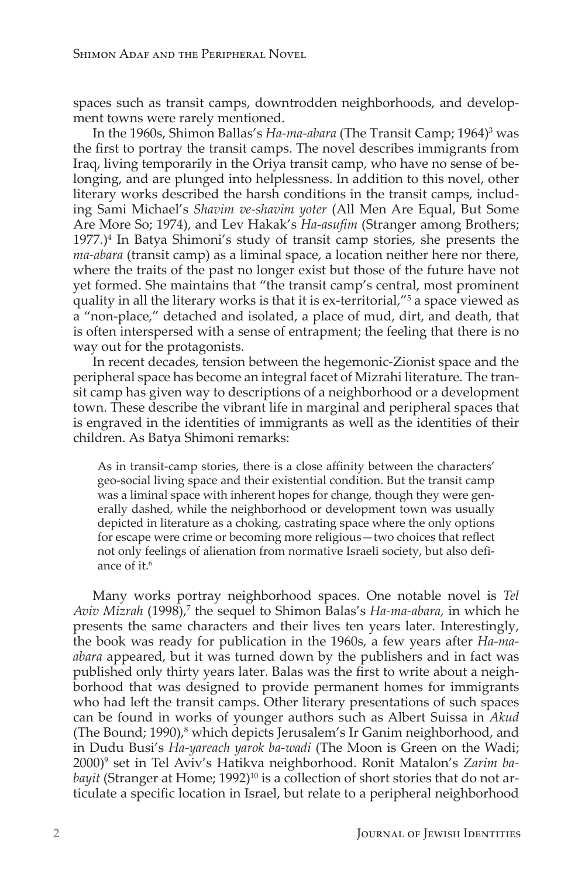spaces such as transit camps, downtrodden neighborhoods, and development towns were rarely mentioned.

In the 1960s, Shimon Ballas's *Ha-ma-abara* (The Transit Camp; 1964)[3] was the first to portray the transit camps. The novel describes immigrants from Iraq, living temporarily in the Oriya transit camp, who have no sense of belonging, and are plunged into helplessness. In addition to this novel, other literary works described the harsh conditions in the transit camps, including Sami Michael's *Shavim ve-shavim yoter* (All Men Are Equal, But Some Are More So; 1974), and Lev Hakak's *Ha-asufim* (Stranger among Brothers; 1977.)[4] In Batya Shimoni's study of transit camp stories, she presents the *ma-abara* (transit camp) as a liminal space, a location neither here nor there, where the traits of the past no longer exist but those of the future have not yet formed. She maintains that "the transit camp's central, most prominent quality in all the literary works is that it is ex-territorial,"[5] a space viewed as a "non-place," detached and isolated, a place of mud, dirt, and death, that is often interspersed with a sense of entrapment; the feeling that there is no way out for the protagonists.

In recent decades, tension between the hegemonic-Zionist space and the peripheral space has become an integral facet of Mizrahi literature. The transit camp has given way to descriptions of a neighborhood or a development town. These describe the vibrant life in marginal and peripheral spaces that is engraved in the identities of immigrants as well as the identities of their children. As Batya Shimoni remarks:

> As in transit-camp stories, there is a close affinity between the characters' geo-social living space and their existential condition. But the transit camp was a liminal space with inherent hopes for change, though they were generally dashed, while the neighborhood or development town was usually depicted in literature as a choking, castrating space where the only options for escape were crime or becoming more religious—two choices that reflect not only feelings of alienation from normative Israeli society, but also defiance of it.[6]

Many works portray neighborhood spaces. One notable novel is *Tel Aviv Mizrah* (1998),[7] the sequel to Shimon Balas's *Ha-ma-abara,* in which he presents the same characters and their lives ten years later. Interestingly, the book was ready for publication in the 1960s, a few years after *Ha-ma-abara* appeared, but it was turned down by the publishers and in fact was published only thirty years later. Balas was the first to write about a neighborhood that was designed to provide permanent homes for immigrants who had left the transit camps. Other literary presentations of such spaces can be found in works of younger authors such as Albert Suissa in *Akud* (The Bound; 1990),[8] which depicts Jerusalem's Ir Ganim neighborhood, and in Dudu Busi's *Ha-yareach yarok ba-wadi* (The Moon is Green on the Wadi; 2000)[9] set in Tel Aviv's Hatikva neighborhood. Ronit Matalon's *Zarim ba-bayit* (Stranger at Home; 1992)[10] is a collection of short stories that do not articulate a specific location in Israel, but relate to a peripheral neighborhood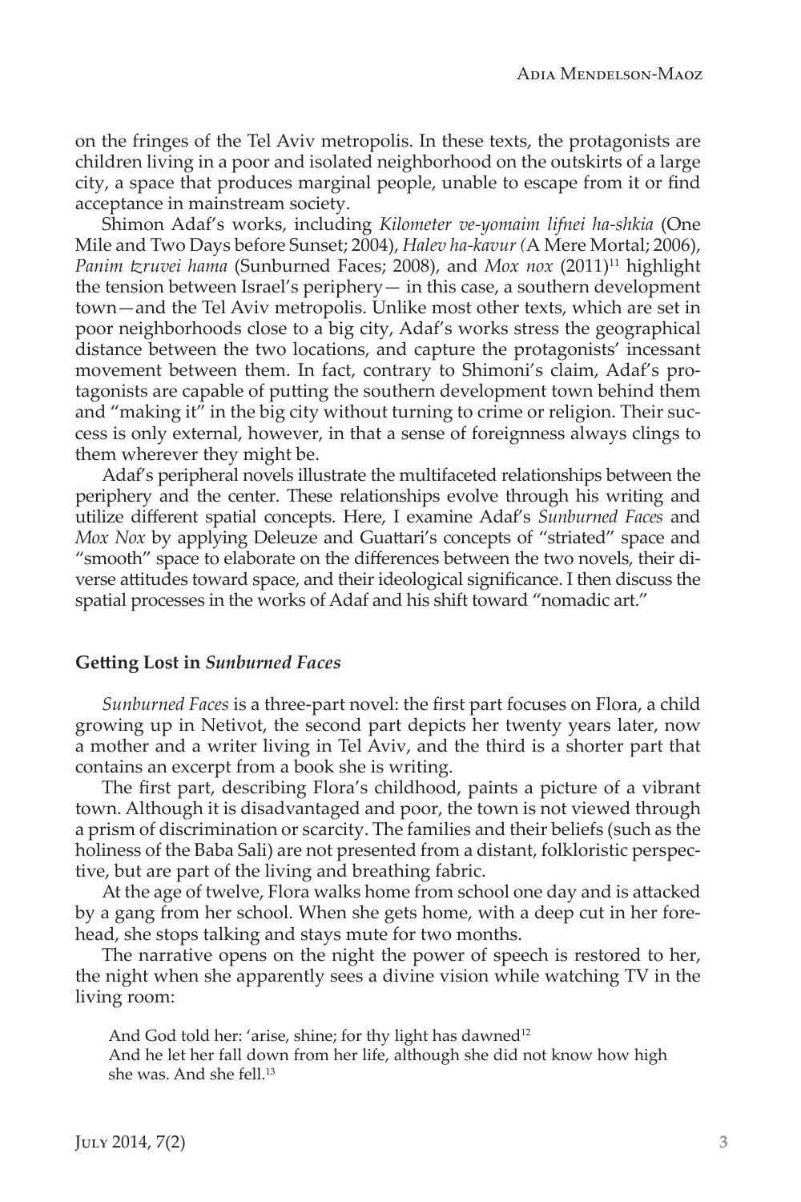on the fringes of the Tel Aviv metropolis. In these texts, the protagonists are children living in a poor and isolated neighborhood on the outskirts of a large city, a space that produces marginal people, unable to escape from it or find acceptance in mainstream society.

Shimon Adaf's works, including *Kilometer ve-yomaim lifnei ha-shkia* (One Mile and Two Days before Sunset; 2004), *Halev ha-kavur (*A Mere Mortal; 2006), *Panim tzruvei hama* (Sunburned Faces; 2008), and *Mox nox* (2011)[11] highlight the tension between Israel's periphery— in this case, a southern development town—and the Tel Aviv metropolis. Unlike most other texts, which are set in poor neighborhoods close to a big city, Adaf's works stress the geographical distance between the two locations, and capture the protagonists' incessant movement between them. In fact, contrary to Shimoni's claim, Adaf's protagonists are capable of putting the southern development town behind them and "making it" in the big city without turning to crime or religion. Their success is only external, however, in that a sense of foreignness always clings to them wherever they might be.

Adaf's peripheral novels illustrate the multifaceted relationships between the periphery and the center. These relationships evolve through his writing and utilize different spatial concepts. Here, I examine Adaf's *Sunburned Faces* and *Mox Nox* by applying Deleuze and Guattari's concepts of "striated" space and "smooth" space to elaborate on the differences between the two novels, their diverse attitudes toward space, and their ideological significance. I then discuss the spatial processes in the works of Adaf and his shift toward "nomadic art."

## Getting Lost in *Sunburned Faces*

*Sunburned Faces* is a three-part novel: the first part focuses on Flora, a child growing up in Netivot, the second part depicts her twenty years later, now a mother and a writer living in Tel Aviv, and the third is a shorter part that contains an excerpt from a book she is writing.

The first part, describing Flora's childhood, paints a picture of a vibrant town. Although it is disadvantaged and poor, the town is not viewed through a prism of discrimination or scarcity. The families and their beliefs (such as the holiness of the Baba Sali) are not presented from a distant, folkloristic perspective, but are part of the living and breathing fabric.

At the age of twelve, Flora walks home from school one day and is attacked by a gang from her school. When she gets home, with a deep cut in her forehead, she stops talking and stays mute for two months.

The narrative opens on the night the power of speech is restored to her, the night when she apparently sees a divine vision while watching TV in the living room:

> And God told her: 'arise, shine; for thy light has dawned[12]
> And he let her fall down from her life, although she did not know how high she was. And she fell.[13]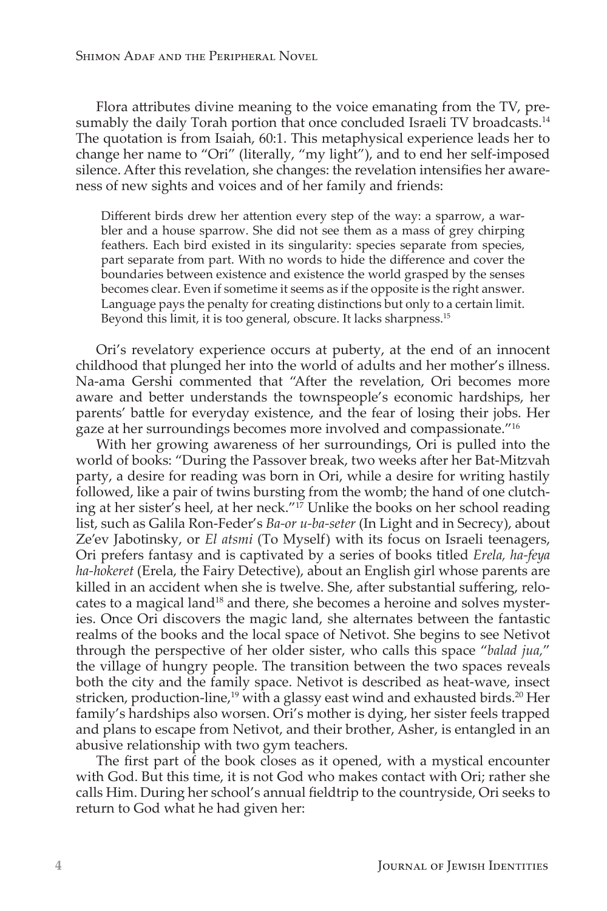Flora attributes divine meaning to the voice emanating from the TV, presumably the daily Torah portion that once concluded Israeli TV broadcasts.[14] The quotation is from Isaiah, 60:1. This metaphysical experience leads her to change her name to "Ori" (literally, "my light"), and to end her self-imposed silence. After this revelation, she changes: the revelation intensifies her awareness of new sights and voices and of her family and friends:

> Different birds drew her attention every step of the way: a sparrow, a warbler and a house sparrow. She did not see them as a mass of grey chirping feathers. Each bird existed in its singularity: species separate from species, part separate from part. With no words to hide the difference and cover the boundaries between existence and existence the world grasped by the senses becomes clear. Even if sometime it seems as if the opposite is the right answer. Language pays the penalty for creating distinctions but only to a certain limit. Beyond this limit, it is too general, obscure. It lacks sharpness.[15]

Ori's revelatory experience occurs at puberty, at the end of an innocent childhood that plunged her into the world of adults and her mother's illness. Na-ama Gershi commented that "After the revelation, Ori becomes more aware and better understands the townspeople's economic hardships, her parents' battle for everyday existence, and the fear of losing their jobs. Her gaze at her surroundings becomes more involved and compassionate."[16]

With her growing awareness of her surroundings, Ori is pulled into the world of books: "During the Passover break, two weeks after her Bat-Mitzvah party, a desire for reading was born in Ori, while a desire for writing hastily followed, like a pair of twins bursting from the womb; the hand of one clutching at her sister's heel, at her neck."[17] Unlike the books on her school reading list, such as Galila Ron-Feder's *Ba-or u-ba-seter* (In Light and in Secrecy), about Ze'ev Jabotinsky, or *El atsmi* (To Myself) with its focus on Israeli teenagers, Ori prefers fantasy and is captivated by a series of books titled *Erela, ha-feya ha-hokeret* (Erela, the Fairy Detective), about an English girl whose parents are killed in an accident when she is twelve. She, after substantial suffering, relocates to a magical land[18] and there, she becomes a heroine and solves mysteries. Once Ori discovers the magic land, she alternates between the fantastic realms of the books and the local space of Netivot. She begins to see Netivot through the perspective of her older sister, who calls this space "*balad jua,*" the village of hungry people. The transition between the two spaces reveals both the city and the family space. Netivot is described as heat-wave, insect stricken, production-line,[19] with a glassy east wind and exhausted birds.[20] Her family's hardships also worsen. Ori's mother is dying, her sister feels trapped and plans to escape from Netivot, and their brother, Asher, is entangled in an abusive relationship with two gym teachers.

The first part of the book closes as it opened, with a mystical encounter with God. But this time, it is not God who makes contact with Ori; rather she calls Him. During her school's annual fieldtrip to the countryside, Ori seeks to return to God what he had given her: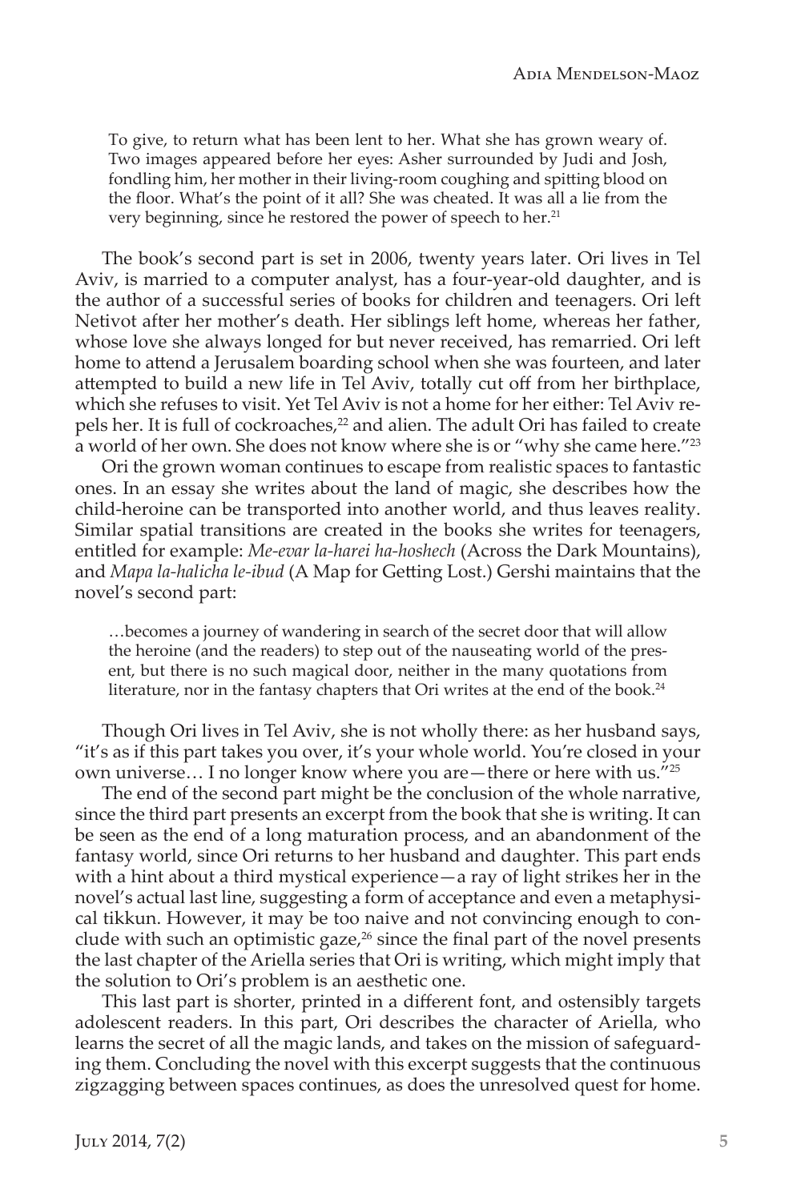> To give, to return what has been lent to her. What she has grown weary of. Two images appeared before her eyes: Asher surrounded by Judi and Josh, fondling him, her mother in their living-room coughing and spitting blood on the floor. What's the point of it all? She was cheated. It was all a lie from the very beginning, since he restored the power of speech to her.[21]

The book's second part is set in 2006, twenty years later. Ori lives in Tel Aviv, is married to a computer analyst, has a four-year-old daughter, and is the author of a successful series of books for children and teenagers. Ori left Netivot after her mother's death. Her siblings left home, whereas her father, whose love she always longed for but never received, has remarried. Ori left home to attend a Jerusalem boarding school when she was fourteen, and later attempted to build a new life in Tel Aviv, totally cut off from her birthplace, which she refuses to visit. Yet Tel Aviv is not a home for her either: Tel Aviv repels her. It is full of cockroaches,[22] and alien. The adult Ori has failed to create a world of her own. She does not know where she is or "why she came here."[23]

Ori the grown woman continues to escape from realistic spaces to fantastic ones. In an essay she writes about the land of magic, she describes how the child-heroine can be transported into another world, and thus leaves reality. Similar spatial transitions are created in the books she writes for teenagers, entitled for example: *Me-evar la-harei ha-hoshech* (Across the Dark Mountains), and *Mapa la-halicha le-ibud* (A Map for Getting Lost.) Gershi maintains that the novel's second part:

> …becomes a journey of wandering in search of the secret door that will allow the heroine (and the readers) to step out of the nauseating world of the present, but there is no such magical door, neither in the many quotations from literature, nor in the fantasy chapters that Ori writes at the end of the book.[24]

Though Ori lives in Tel Aviv, she is not wholly there: as her husband says, "it's as if this part takes you over, it's your whole world. You're closed in your own universe… I no longer know where you are—there or here with us."[25]

The end of the second part might be the conclusion of the whole narrative, since the third part presents an excerpt from the book that she is writing. It can be seen as the end of a long maturation process, and an abandonment of the fantasy world, since Ori returns to her husband and daughter. This part ends with a hint about a third mystical experience—a ray of light strikes her in the novel's actual last line, suggesting a form of acceptance and even a metaphysical tikkun. However, it may be too naive and not convincing enough to conclude with such an optimistic gaze,[26] since the final part of the novel presents the last chapter of the Ariella series that Ori is writing, which might imply that the solution to Ori's problem is an aesthetic one.

This last part is shorter, printed in a different font, and ostensibly targets adolescent readers. In this part, Ori describes the character of Ariella, who learns the secret of all the magic lands, and takes on the mission of safeguarding them. Concluding the novel with this excerpt suggests that the continuous zigzagging between spaces continues, as does the unresolved quest for home.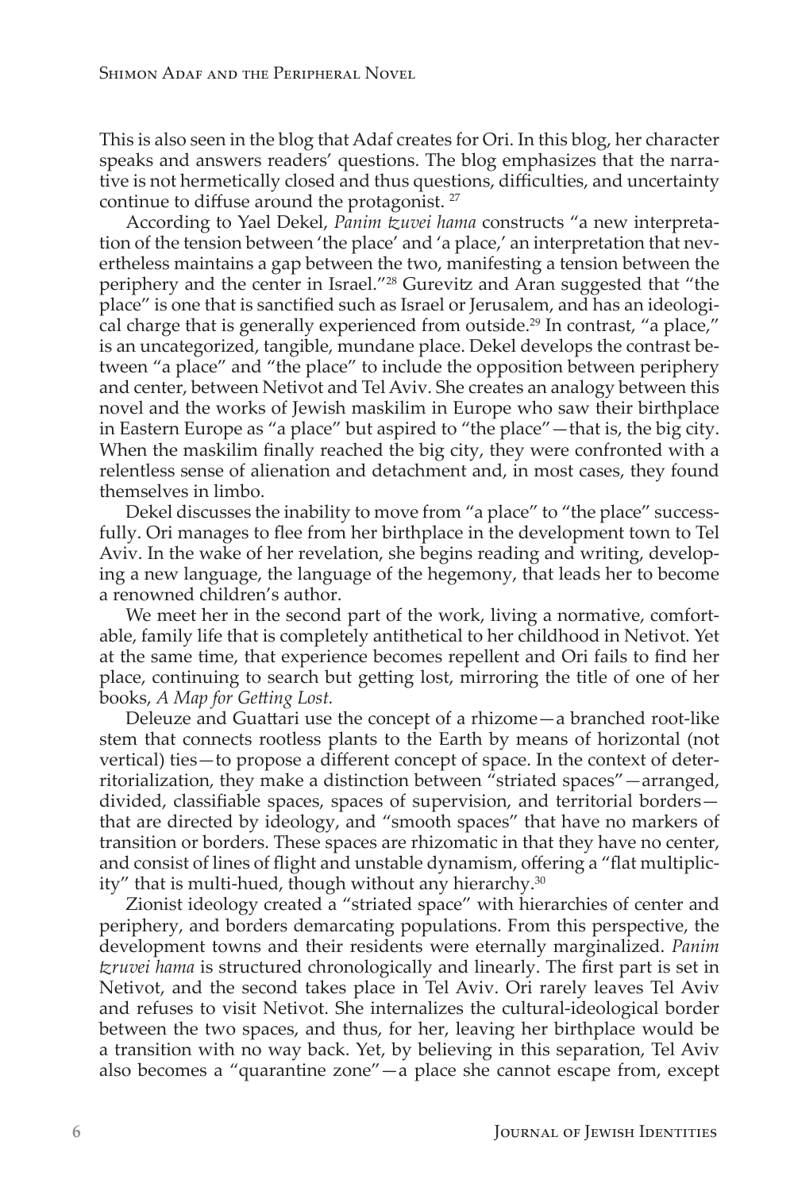This is also seen in the blog that Adaf creates for Ori. In this blog, her character speaks and answers readers' questions. The blog emphasizes that the narrative is not hermetically closed and thus questions, difficulties, and uncertainty continue to diffuse around the protagonist. [27]

According to Yael Dekel, *Panim tzuvei hama* constructs "a new interpretation of the tension between 'the place' and 'a place,' an interpretation that nevertheless maintains a gap between the two, manifesting a tension between the periphery and the center in Israel."[28] Gurevitz and Aran suggested that "the place" is one that is sanctified such as Israel or Jerusalem, and has an ideological charge that is generally experienced from outside.[29] In contrast, "a place," is an uncategorized, tangible, mundane place. Dekel develops the contrast between "a place" and "the place" to include the opposition between periphery and center, between Netivot and Tel Aviv. She creates an analogy between this novel and the works of Jewish maskilim in Europe who saw their birthplace in Eastern Europe as "a place" but aspired to "the place"—that is, the big city. When the maskilim finally reached the big city, they were confronted with a relentless sense of alienation and detachment and, in most cases, they found themselves in limbo.

Dekel discusses the inability to move from "a place" to "the place" successfully. Ori manages to flee from her birthplace in the development town to Tel Aviv. In the wake of her revelation, she begins reading and writing, developing a new language, the language of the hegemony, that leads her to become a renowned children's author.

We meet her in the second part of the work, living a normative, comfortable, family life that is completely antithetical to her childhood in Netivot. Yet at the same time, that experience becomes repellent and Ori fails to find her place, continuing to search but getting lost, mirroring the title of one of her books, *A Map for Getting Lost.*

Deleuze and Guattari use the concept of a rhizome—a branched root-like stem that connects rootless plants to the Earth by means of horizontal (not vertical) ties—to propose a different concept of space. In the context of deterritorialization, they make a distinction between "striated spaces"—arranged, divided, classifiable spaces, spaces of supervision, and territorial borders—that are directed by ideology, and "smooth spaces" that have no markers of transition or borders. These spaces are rhizomatic in that they have no center, and consist of lines of flight and unstable dynamism, offering a "flat multiplicity" that is multi-hued, though without any hierarchy.[30]

Zionist ideology created a "striated space" with hierarchies of center and periphery, and borders demarcating populations. From this perspective, the development towns and their residents were eternally marginalized. *Panim tzruvei hama* is structured chronologically and linearly. The first part is set in Netivot, and the second takes place in Tel Aviv. Ori rarely leaves Tel Aviv and refuses to visit Netivot. She internalizes the cultural-ideological border between the two spaces, and thus, for her, leaving her birthplace would be a transition with no way back. Yet, by believing in this separation, Tel Aviv also becomes a "quarantine zone"—a place she cannot escape from, except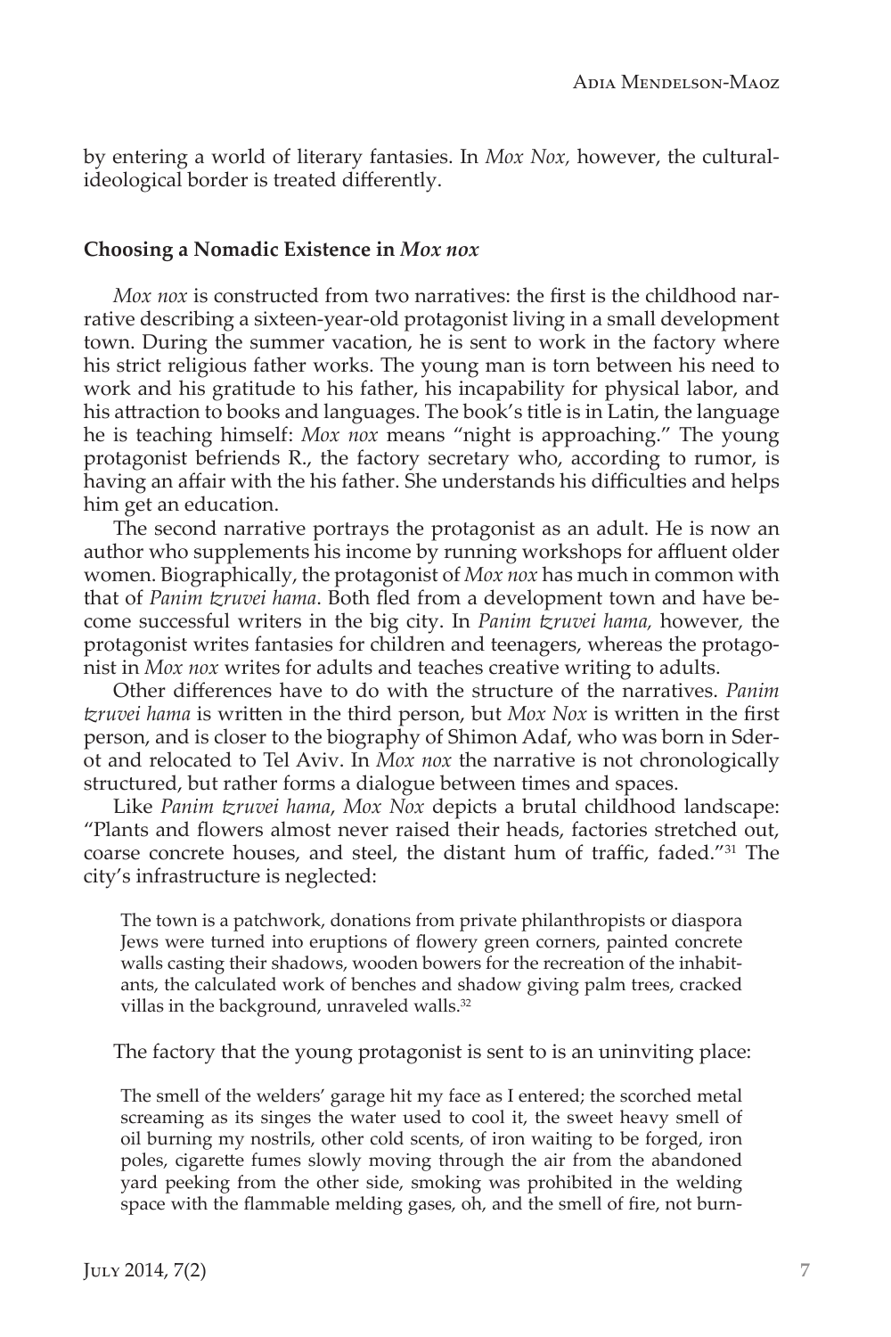by entering a world of literary fantasies. In *Mox Nox,* however, the cultural-ideological border is treated differently.

### Choosing a Nomadic Existence in *Mox nox*

*Mox nox* is constructed from two narratives: the first is the childhood narrative describing a sixteen-year-old protagonist living in a small development town. During the summer vacation, he is sent to work in the factory where his strict religious father works. The young man is torn between his need to work and his gratitude to his father, his incapability for physical labor, and his attraction to books and languages. The book's title is in Latin, the language he is teaching himself: *Mox nox* means "night is approaching." The young protagonist befriends R., the factory secretary who, according to rumor, is having an affair with the his father. She understands his difficulties and helps him get an education.

The second narrative portrays the protagonist as an adult. He is now an author who supplements his income by running workshops for affluent older women. Biographically, the protagonist of *Mox nox* has much in common with that of *Panim tzruvei hama*. Both fled from a development town and have become successful writers in the big city. In *Panim tzruvei hama,* however, the protagonist writes fantasies for children and teenagers, whereas the protagonist in *Mox nox* writes for adults and teaches creative writing to adults.

Other differences have to do with the structure of the narratives. *Panim tzruvei hama* is written in the third person, but *Mox Nox* is written in the first person, and is closer to the biography of Shimon Adaf, who was born in Sderot and relocated to Tel Aviv. In *Mox nox* the narrative is not chronologically structured, but rather forms a dialogue between times and spaces.

Like *Panim tzruvei hama*, *Mox Nox* depicts a brutal childhood landscape: "Plants and flowers almost never raised their heads, factories stretched out, coarse concrete houses, and steel, the distant hum of traffic, faded."[31] The city's infrastructure is neglected:

> The town is a patchwork, donations from private philanthropists or diaspora Jews were turned into eruptions of flowery green corners, painted concrete walls casting their shadows, wooden bowers for the recreation of the inhabitants, the calculated work of benches and shadow giving palm trees, cracked villas in the background, unraveled walls.[32]

The factory that the young protagonist is sent to is an uninviting place:

> The smell of the welders' garage hit my face as I entered; the scorched metal screaming as its singes the water used to cool it, the sweet heavy smell of oil burning my nostrils, other cold scents, of iron waiting to be forged, iron poles, cigarette fumes slowly moving through the air from the abandoned yard peeking from the other side, smoking was prohibited in the welding space with the flammable melding gases, oh, and the smell of fire, not burn-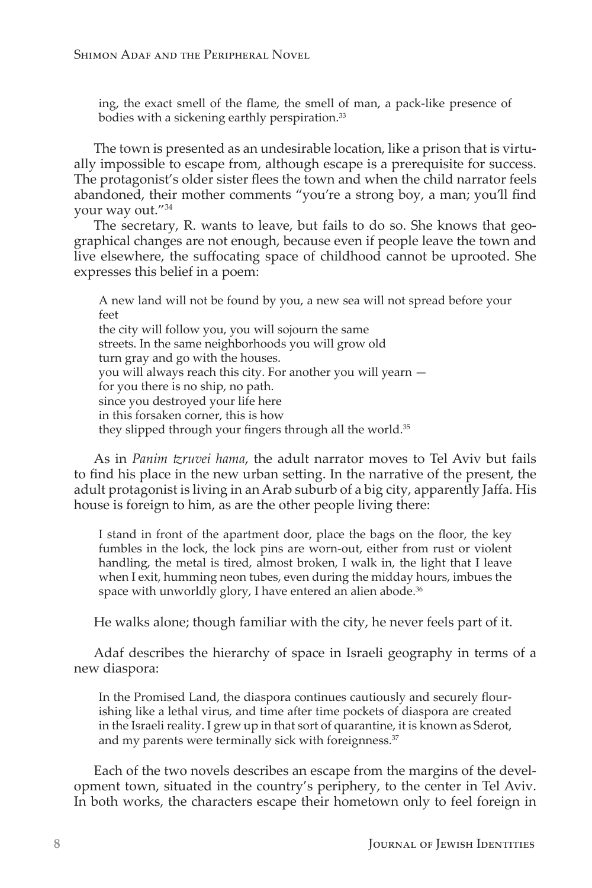ing, the exact smell of the flame, the smell of man, a pack-like presence of bodies with a sickening earthly perspiration.[33]

The town is presented as an undesirable location, like a prison that is virtually impossible to escape from, although escape is a prerequisite for success. The protagonist's older sister flees the town and when the child narrator feels abandoned, their mother comments "you're a strong boy, a man; you'll find your way out."[34]

The secretary, R. wants to leave, but fails to do so. She knows that geographical changes are not enough, because even if people leave the town and live elsewhere, the suffocating space of childhood cannot be uprooted. She expresses this belief in a poem:

> A new land will not be found by you, a new sea will not spread before your feet
> the city will follow you, you will sojourn the same
> streets. In the same neighborhoods you will grow old
> turn gray and go with the houses.
> you will always reach this city. For another you will yearn —
> for you there is no ship, no path.
> since you destroyed your life here
> in this forsaken corner, this is how
> they slipped through your fingers through all the world.[35]

As in *Panim tzruvei hama*, the adult narrator moves to Tel Aviv but fails to find his place in the new urban setting. In the narrative of the present, the adult protagonist is living in an Arab suburb of a big city, apparently Jaffa. His house is foreign to him, as are the other people living there:

> I stand in front of the apartment door, place the bags on the floor, the key fumbles in the lock, the lock pins are worn-out, either from rust or violent handling, the metal is tired, almost broken, I walk in, the light that I leave when I exit, humming neon tubes, even during the midday hours, imbues the space with unworldly glory, I have entered an alien abode.[36]

He walks alone; though familiar with the city, he never feels part of it.

Adaf describes the hierarchy of space in Israeli geography in terms of a new diaspora:

> In the Promised Land, the diaspora continues cautiously and securely flourishing like a lethal virus, and time after time pockets of diaspora are created in the Israeli reality. I grew up in that sort of quarantine, it is known as Sderot, and my parents were terminally sick with foreignness.[37]

Each of the two novels describes an escape from the margins of the development town, situated in the country's periphery, to the center in Tel Aviv. In both works, the characters escape their hometown only to feel foreign in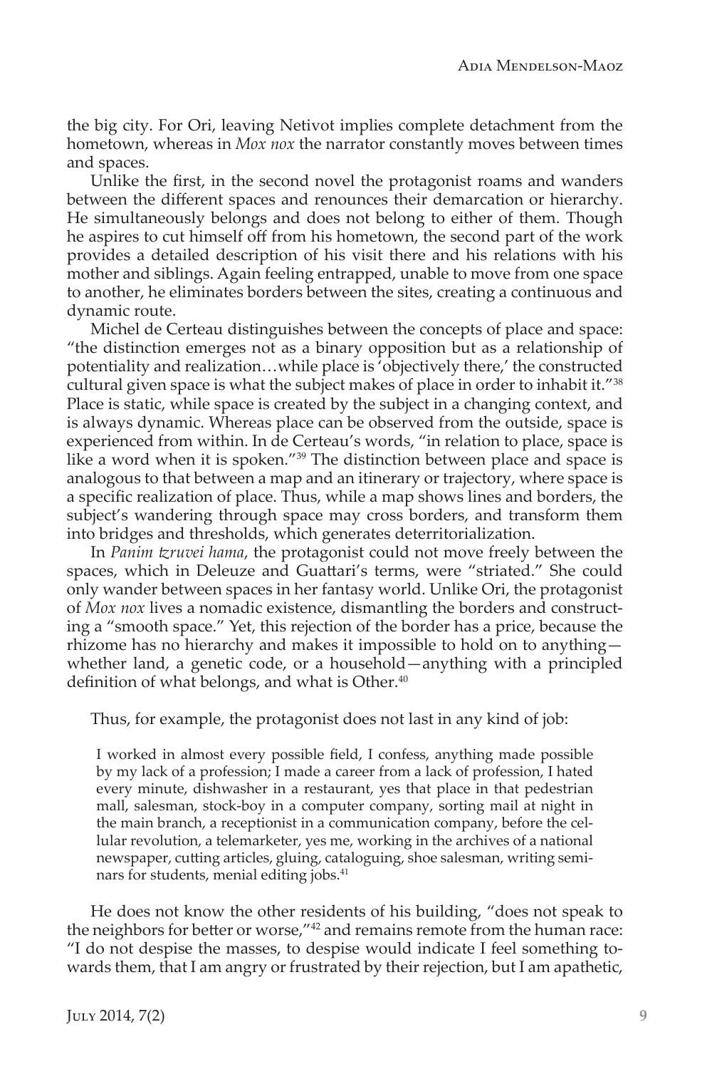the big city. For Ori, leaving Netivot implies complete detachment from the hometown, whereas in *Mox nox* the narrator constantly moves between times and spaces.

Unlike the first, in the second novel the protagonist roams and wanders between the different spaces and renounces their demarcation or hierarchy. He simultaneously belongs and does not belong to either of them. Though he aspires to cut himself off from his hometown, the second part of the work provides a detailed description of his visit there and his relations with his mother and siblings. Again feeling entrapped, unable to move from one space to another, he eliminates borders between the sites, creating a continuous and dynamic route.

Michel de Certeau distinguishes between the concepts of place and space: "the distinction emerges not as a binary opposition but as a relationship of potentiality and realization…while place is 'objectively there,' the constructed cultural given space is what the subject makes of place in order to inhabit it."[38] Place is static, while space is created by the subject in a changing context, and is always dynamic. Whereas place can be observed from the outside, space is experienced from within. In de Certeau's words, "in relation to place, space is like a word when it is spoken."[39] The distinction between place and space is analogous to that between a map and an itinerary or trajectory, where space is a specific realization of place. Thus, while a map shows lines and borders, the subject's wandering through space may cross borders, and transform them into bridges and thresholds, which generates deterritorialization.

In *Panim tzruvei hama*, the protagonist could not move freely between the spaces, which in Deleuze and Guattari's terms, were "striated." She could only wander between spaces in her fantasy world. Unlike Ori, the protagonist of *Mox nox* lives a nomadic existence, dismantling the borders and constructing a "smooth space." Yet, this rejection of the border has a price, because the rhizome has no hierarchy and makes it impossible to hold on to anything—whether land, a genetic code, or a household—anything with a principled definition of what belongs, and what is Other.[40]

Thus, for example, the protagonist does not last in any kind of job:

> I worked in almost every possible field, I confess, anything made possible by my lack of a profession; I made a career from a lack of profession, I hated every minute, dishwasher in a restaurant, yes that place in that pedestrian mall, salesman, stock-boy in a computer company, sorting mail at night in the main branch, a receptionist in a communication company, before the cellular revolution, a telemarketer, yes me, working in the archives of a national newspaper, cutting articles, gluing, cataloguing, shoe salesman, writing seminars for students, menial editing jobs.[41]

He does not know the other residents of his building, "does not speak to the neighbors for better or worse,"[42] and remains remote from the human race: "I do not despise the masses, to despise would indicate I feel something towards them, that I am angry or frustrated by their rejection, but I am apathetic,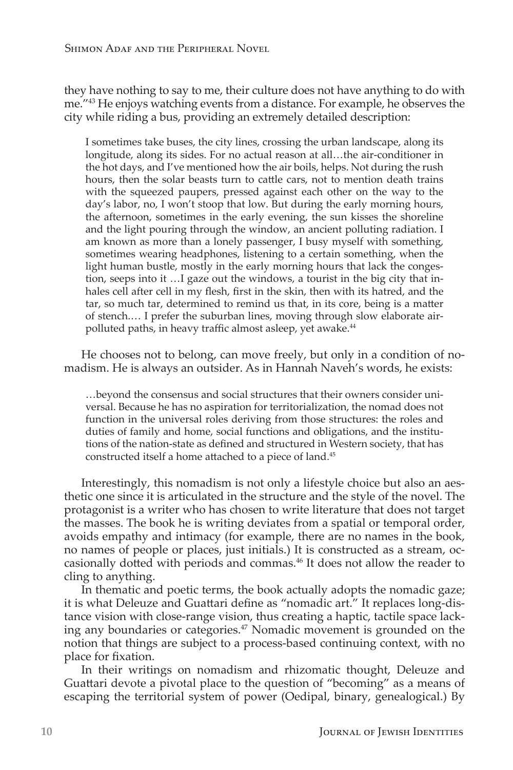they have nothing to say to me, their culture does not have anything to do with me."[43] He enjoys watching events from a distance. For example, he observes the city while riding a bus, providing an extremely detailed description:

> I sometimes take buses, the city lines, crossing the urban landscape, along its longitude, along its sides. For no actual reason at all…the air-conditioner in the hot days, and I've mentioned how the air boils, helps. Not during the rush hours, then the solar beasts turn to cattle cars, not to mention death trains with the squeezed paupers, pressed against each other on the way to the day's labor, no, I won't stoop that low. But during the early morning hours, the afternoon, sometimes in the early evening, the sun kisses the shoreline and the light pouring through the window, an ancient polluting radiation. I am known as more than a lonely passenger, I busy myself with something, sometimes wearing headphones, listening to a certain something, when the light human bustle, mostly in the early morning hours that lack the congestion, seeps into it …I gaze out the windows, a tourist in the big city that inhales cell after cell in my flesh, first in the skin, then with its hatred, and the tar, so much tar, determined to remind us that, in its core, being is a matter of stench.… I prefer the suburban lines, moving through slow elaborate air-polluted paths, in heavy traffic almost asleep, yet awake.[44]

He chooses not to belong, can move freely, but only in a condition of nomadism. He is always an outsider. As in Hannah Naveh's words, he exists:

> …beyond the consensus and social structures that their owners consider universal. Because he has no aspiration for territorialization, the nomad does not function in the universal roles deriving from those structures: the roles and duties of family and home, social functions and obligations, and the institutions of the nation-state as defined and structured in Western society, that has constructed itself a home attached to a piece of land.[45]

Interestingly, this nomadism is not only a lifestyle choice but also an aesthetic one since it is articulated in the structure and the style of the novel. The protagonist is a writer who has chosen to write literature that does not target the masses. The book he is writing deviates from a spatial or temporal order, avoids empathy and intimacy (for example, there are no names in the book, no names of people or places, just initials.) It is constructed as a stream, occasionally dotted with periods and commas.[46] It does not allow the reader to cling to anything.

In thematic and poetic terms, the book actually adopts the nomadic gaze; it is what Deleuze and Guattari define as "nomadic art." It replaces long-distance vision with close-range vision, thus creating a haptic, tactile space lacking any boundaries or categories.[47] Nomadic movement is grounded on the notion that things are subject to a process-based continuing context, with no place for fixation.

In their writings on nomadism and rhizomatic thought, Deleuze and Guattari devote a pivotal place to the question of "becoming" as a means of escaping the territorial system of power (Oedipal, binary, genealogical.) By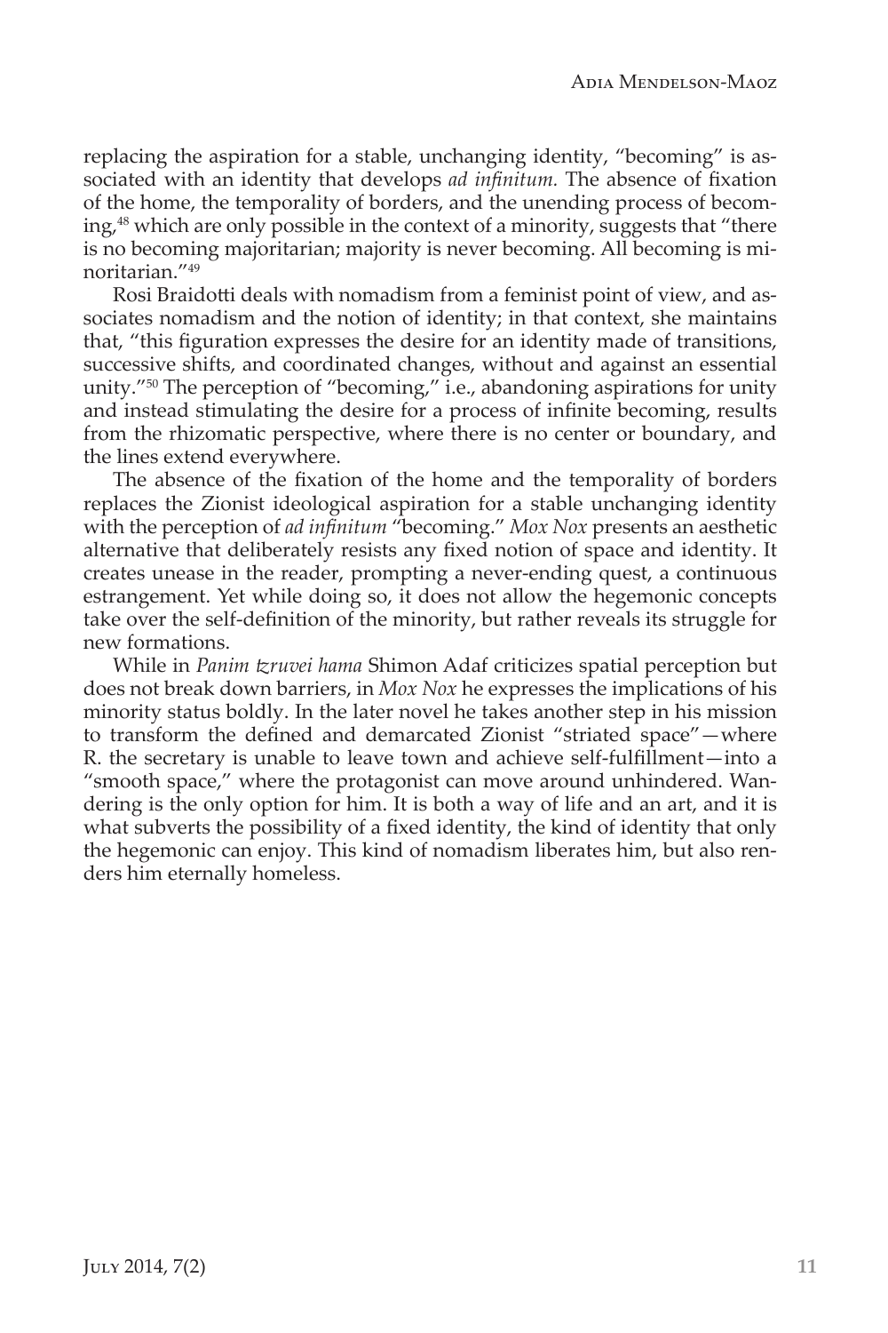replacing the aspiration for a stable, unchanging identity, "becoming" is associated with an identity that develops *ad infinitum.* The absence of fixation of the home, the temporality of borders, and the unending process of becoming,[48] which are only possible in the context of a minority, suggests that "there is no becoming majoritarian; majority is never becoming. All becoming is minoritarian."[49]

Rosi Braidotti deals with nomadism from a feminist point of view, and associates nomadism and the notion of identity; in that context, she maintains that, "this figuration expresses the desire for an identity made of transitions, successive shifts, and coordinated changes, without and against an essential unity."[50] The perception of "becoming," i.e., abandoning aspirations for unity and instead stimulating the desire for a process of infinite becoming, results from the rhizomatic perspective, where there is no center or boundary, and the lines extend everywhere.

The absence of the fixation of the home and the temporality of borders replaces the Zionist ideological aspiration for a stable unchanging identity with the perception of *ad infinitum* "becoming." *Mox Nox* presents an aesthetic alternative that deliberately resists any fixed notion of space and identity. It creates unease in the reader, prompting a never-ending quest, a continuous estrangement. Yet while doing so, it does not allow the hegemonic concepts take over the self-definition of the minority, but rather reveals its struggle for new formations.

While in *Panim tzruvei hama* Shimon Adaf criticizes spatial perception but does not break down barriers, in *Mox Nox* he expresses the implications of his minority status boldly. In the later novel he takes another step in his mission to transform the defined and demarcated Zionist "striated space"—where R. the secretary is unable to leave town and achieve self-fulfillment—into a "smooth space," where the protagonist can move around unhindered. Wandering is the only option for him. It is both a way of life and an art, and it is what subverts the possibility of a fixed identity, the kind of identity that only the hegemonic can enjoy. This kind of nomadism liberates him, but also renders him eternally homeless.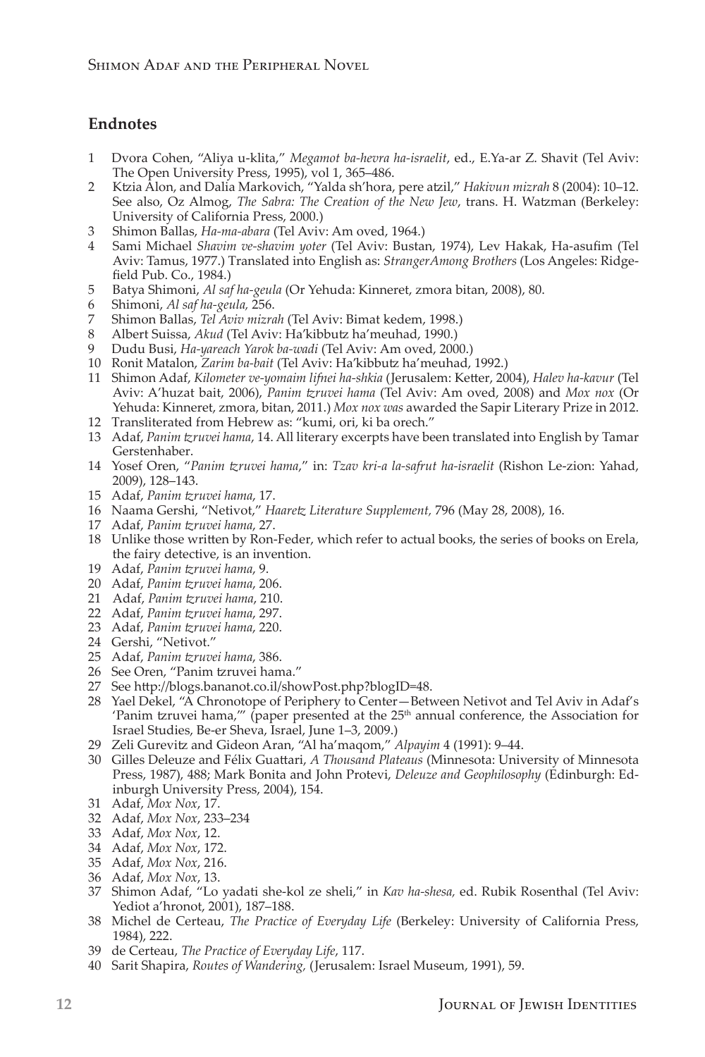## Endnotes

1. Dvora Cohen, "Aliya u-klita," *Megamot ba-hevra ha-israelit*, ed., E.Ya-ar Z. Shavit (Tel Aviv: The Open University Press, 1995), vol 1, 365–486.
2. Ktzia Alon, and Dalia Markovich, "Yalda sh'hora, pere atzil," *Hakivun mizrah* 8 (2004): 10–12. See also, Oz Almog, *The Sabra: The Creation of the New Jew*, trans. H. Watzman (Berkeley: University of California Press, 2000.)
3. Shimon Ballas, *Ha-ma-abara* (Tel Aviv: Am oved, 1964.)
4. Sami Michael *Shavim ve-shavim yoter* (Tel Aviv: Bustan, 1974), Lev Hakak, Ha-asufim (Tel Aviv: Tamus, 1977.) Translated into English as: *StrangerAmong Brothers* (Los Angeles: Ridgefield Pub. Co., 1984.)
5. Batya Shimoni, *Al saf ha-geula* (Or Yehuda: Kinneret, zmora bitan, 2008), 80.
6. Shimoni, *Al saf ha-geula*, 256.
7. Shimon Ballas, *Tel Aviv mizrah* (Tel Aviv: Bimat kedem, 1998.)
8. Albert Suissa, *Akud* (Tel Aviv: Ha'kibbutz ha'meuhad, 1990.)
9. Dudu Busi, *Ha-yareach Yarok ba-wadi* (Tel Aviv: Am oved, 2000.)
10. Ronit Matalon, *Zarim ba-bait* (Tel Aviv: Ha'kibbutz ha'meuhad, 1992.)
11. Shimon Adaf, *Kilometer ve-yomaim lifnei ha-shkia* (Jerusalem: Ketter, 2004), *Halev ha-kavur* (Tel Aviv: A'huzat bait, 2006), *Panim tzruvei hama* (Tel Aviv: Am oved, 2008) and *Mox nox* (Or Yehuda: Kinneret, zmora, bitan, 2011.) *Mox nox was* awarded the Sapir Literary Prize in 2012.
12. Transliterated from Hebrew as: "kumi, ori, ki ba orech."
13. Adaf, *Panim tzruvei hama*, 14. All literary excerpts have been translated into English by Tamar Gerstenhaber.
14. Yosef Oren, "*Panim tzruvei hama*," in: *Tzav kri-a la-safrut ha-israelit* (Rishon Le-zion: Yahad, 2009), 128–143.
15. Adaf, *Panim tzruvei hama*, 17.
16. Naama Gershi, "Netivot," *Haaretz Literature Supplement,* 796 (May 28, 2008), 16.
17. Adaf, *Panim tzruvei hama*, 27.
18. Unlike those written by Ron-Feder, which refer to actual books, the series of books on Erela, the fairy detective, is an invention.
19. Adaf, *Panim tzruvei hama*, 9.
20. Adaf, *Panim tzruvei hama*, 206.
21. Adaf, *Panim tzruvei hama*, 210.
22. Adaf, *Panim tzruvei hama*, 297.
23. Adaf, *Panim tzruvei hama*, 220.
24. Gershi, "Netivot."
25. Adaf, *Panim tzruvei hama*, 386.
26. See Oren, "Panim tzruvei hama."
27. See http://blogs.bananot.co.il/showPost.php?blogID=48.
28. Yael Dekel, "A Chronotope of Periphery to Center—Between Netivot and Tel Aviv in Adaf's 'Panim tzruvei hama,'" (paper presented at the 25th annual conference, the Association for Israel Studies, Be-er Sheva, Israel, June 1–3, 2009.)
29. Zeli Gurevitz and Gideon Aran, "Al ha'maqom," *Alpayim* 4 (1991): 9–44.
30. Gilles Deleuze and Félix Guattari, *A Thousand Plateaus* (Minnesota: University of Minnesota Press, 1987), 488; Mark Bonita and John Protevi, *Deleuze and Geophilosophy* (Edinburgh: Edinburgh University Press, 2004), 154.
31. Adaf, *Mox Nox*, 17.
32. Adaf, *Mox Nox*, 233–234
33. Adaf, *Mox Nox*, 12.
34. Adaf, *Mox Nox*, 172.
35. Adaf, *Mox Nox*, 216.
36. Adaf, *Mox Nox*, 13.
37. Shimon Adaf, "Lo yadati she-kol ze sheli," in *Kav ha-shesa,* ed. Rubik Rosenthal (Tel Aviv: Yediot a'hronot, 2001), 187–188.
38. Michel de Certeau, *The Practice of Everyday Life* (Berkeley: University of California Press, 1984), 222.
39. de Certeau, *The Practice of Everyday Life*, 117.
40. Sarit Shapira, *Routes of Wandering,* (Jerusalem: Israel Museum, 1991), 59.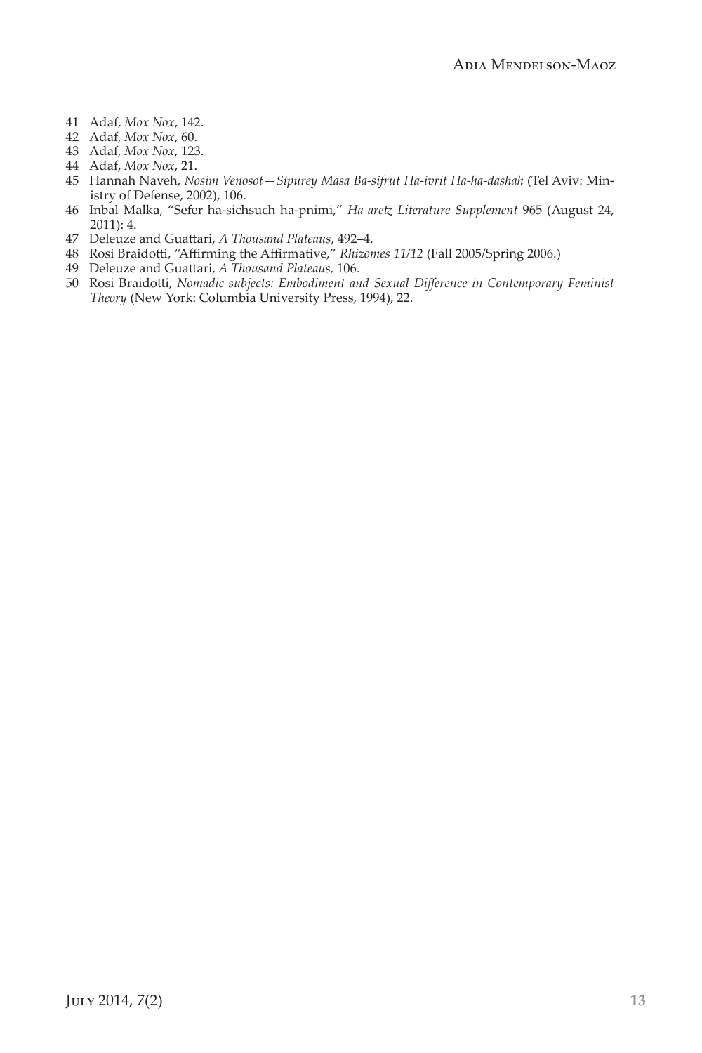41 Adaf, *Mox Nox*, 142.
42 Adaf, *Mox Nox*, 60.
43 Adaf, *Mox Nox*, 123.
44 Adaf, *Mox Nox*, 21.
45 Hannah Naveh, *Nosim Venosot—Sipurey Masa Ba-sifrut Ha-ivrit Ha-ha-dashah* (Tel Aviv: Ministry of Defense, 2002), 106.
46 Inbal Malka, "Sefer ha-sichsuch ha-pnimi," *Ha-aretz Literature Supplement* 965 (August 24, 2011): 4.
47 Deleuze and Guattari, *A Thousand Plateaus*, 492–4.
48 Rosi Braidotti, "Affirming the Affirmative," *Rhizomes 11/12* (Fall 2005/Spring 2006.)
49 Deleuze and Guattari, *A Thousand Plateaus,* 106.
50 Rosi Braidotti, *Nomadic subjects: Embodiment and Sexual Difference in Contemporary Feminist Theory* (New York: Columbia University Press, 1994), 22.